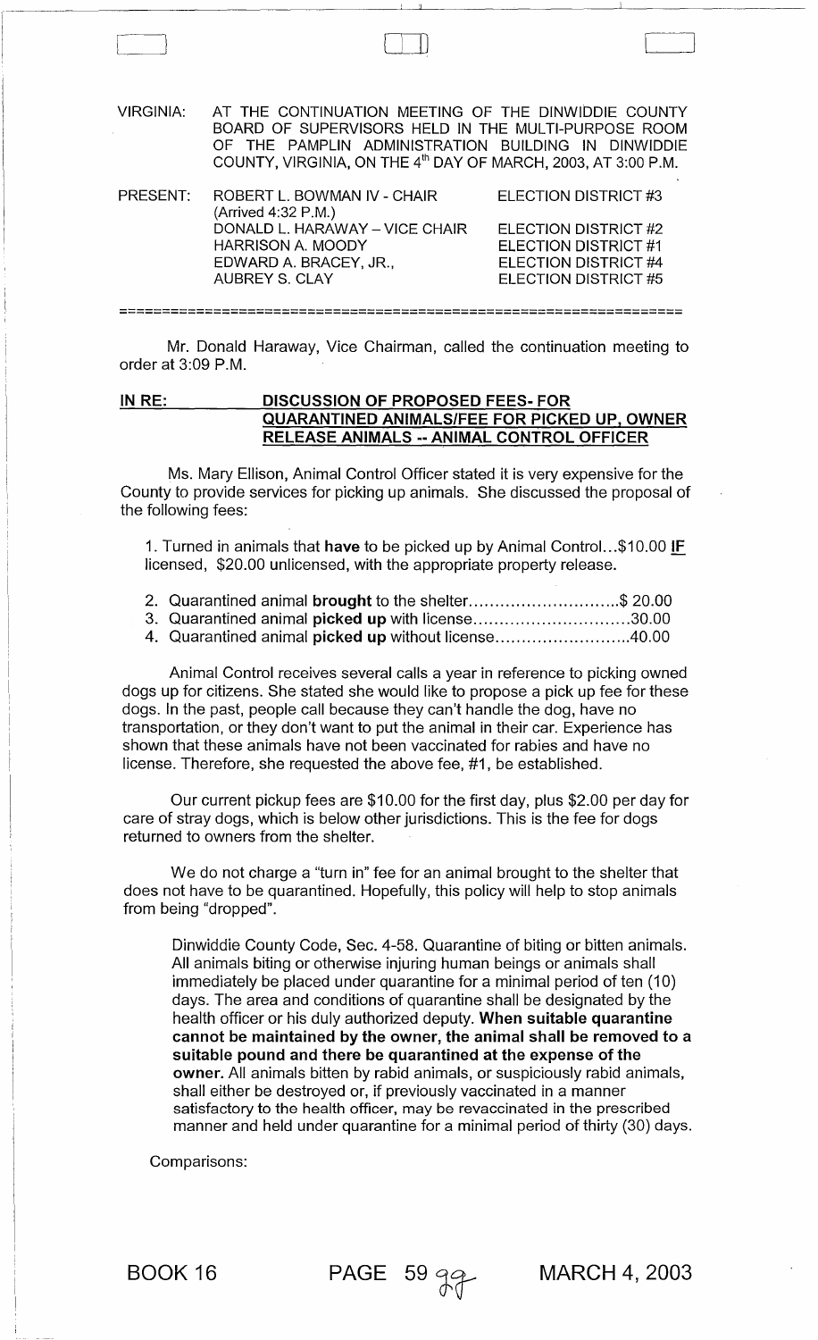VIRGINIA: AT THE CONTINUATION MEETING OF THE DINWIDDIE COUNTY BOARD OF SUPERVISORS HELD IN THE MULTI-PURPOSE ROOM OF THE PAMPLIN ADMINISTRATION BUILDING IN DINWIDDIE COUNTY, VIRGINIA, ON THE 4th DAY OF MARCH, 2003, AT 3:00 P.M.

| PRESENT: | | |
|---|---|---|
| | ROBERT L. BOWMAN IV - CHAIR (Arrived 4:32 P.M.) | ELECTION DISTRICT #3 |
| | DONALD L. HARAWAY – VICE CHAIR | ELECTION DISTRICT #2 |
| | HARRISON A. MOODY | ELECTION DISTRICT #1 |
| | EDWARD A. BRACEY, JR., | ELECTION DISTRICT #4 |
| | AUBREY S. CLAY | ELECTION DISTRICT #5 |

Mr. Donald Haraway, Vice Chairman, called the continuation meeting to order at 3:09 P.M.

**IN RE: DISCUSSION OF PROPOSED FEES- FOR QUARANTINED ANIMALS/FEE FOR PICKED UP, OWNER RELEASE ANIMALS -- ANIMAL CONTROL OFFICER**

Ms. Mary Ellison, Animal Control Officer stated it is very expensive for the County to provide services for picking up animals. She discussed the proposal of the following fees:

1. Turned in animals that **have** to be picked up by Animal Control...$10.00 **IF** licensed, $20.00 unlicensed, with the appropriate property release.

2. Quarantined animal **brought** to the shelter.............................$ 20.00
3. Quarantined animal **picked up** with license..............................30.00
4. Quarantined animal **picked up** without license..........................40.00

Animal Control receives several calls a year in reference to picking owned dogs up for citizens. She stated she would like to propose a pick up fee for these dogs. In the past, people call because they can't handle the dog, have no transportation, or they don't want to put the animal in their car. Experience has shown that these animals have not been vaccinated for rabies and have no license. Therefore, she requested the above fee, #1, be established.

Our current pickup fees are $10.00 for the first day, plus $2.00 per day for care of stray dogs, which is below other jurisdictions. This is the fee for dogs returned to owners from the shelter.

We do not charge a "turn in" fee for an animal brought to the shelter that does not have to be quarantined. Hopefully, this policy will help to stop animals from being "dropped".

> Dinwiddie County Code, Sec. 4-58. Quarantine of biting or bitten animals. All animals biting or otherwise injuring human beings or animals shall immediately be placed under quarantine for a minimal period of ten (10) days. The area and conditions of quarantine shall be designated by the health officer or his duly authorized deputy. **When suitable quarantine cannot be maintained by the owner, the animal shall be removed to a suitable pound and there be quarantined at the expense of the owner.** All animals bitten by rabid animals, or suspiciously rabid animals, shall either be destroyed or, if previously vaccinated in a manner satisfactory to the health officer, may be revaccinated in the prescribed manner and held under quarantine for a minimal period of thirty (30) days.

Comparisons: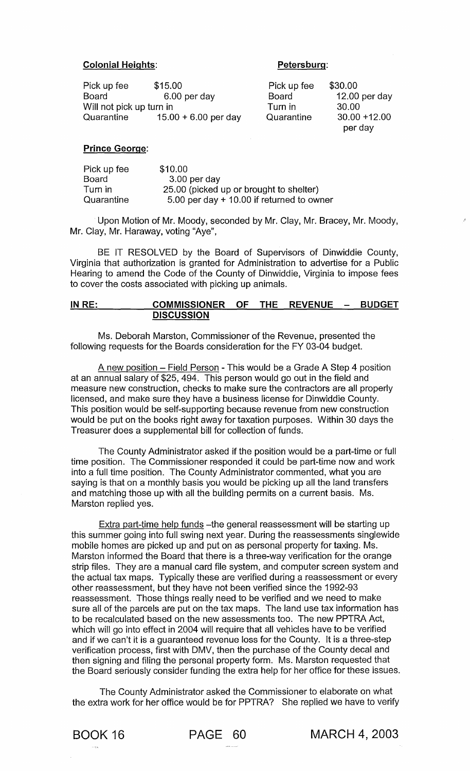**Colonial Heights**:

| | |
|---|---|
| Pick up fee | $15.00 |
| Board | 6.00 per day |
| Will not pick up turn in | |
| Quarantine | 15.00 + 6.00 per day |

**Petersburg**:

| | |
|---|---|
| Pick up fee | $30.00 |
| Board | 12.00 per day |
| Turn in | 30.00 |
| Quarantine | 30.00 +12.00 per day |

**Prince George**:

| | |
|---|---|
| Pick up fee | $10.00 |
| Board | 3.00 per day |
| Turn in | 25.00 (picked up or brought to shelter) |
| Quarantine | 5.00 per day + 10.00 if returned to owner |

Upon Motion of Mr. Moody, seconded by Mr. Clay, Mr. Bracey, Mr. Moody, Mr. Clay, Mr. Haraway, voting "Aye",

BE IT RESOLVED by the Board of Supervisors of Dinwiddie County, Virginia that authorization is granted for Administration to advertise for a Public Hearing to amend the Code of the County of Dinwiddie, Virginia to impose fees to cover the costs associated with picking up animals.

**IN RE: COMMISSIONER OF THE REVENUE - BUDGET DISCUSSION**

Ms. Deborah Marston, Commissioner of the Revenue, presented the following requests for the Boards consideration for the FY 03-04 budget.

A new position – Field Person - This would be a Grade A Step 4 position at an annual salary of $25, 494. This person would go out in the field and measure new construction, checks to make sure the contractors are all properly licensed, and make sure they have a business license for Dinwiddie County. This position would be self-supporting because revenue from new construction would be put on the books right away for taxation purposes. Within 30 days the Treasurer does a supplemental bill for collection of funds.

The County Administrator asked if the position would be a part-time or full time position. The Commissioner responded it could be part-time now and work into a full time position. The County Administrator commented, what you are saying is that on a monthly basis you would be picking up all the land transfers and matching those up with all the building permits on a current basis. Ms. Marston replied yes.

Extra part-time help funds –the general reassessment will be starting up this summer going into full swing next year. During the reassessments singlewide mobile homes are picked up and put on as personal property for taxing. Ms. Marston informed the Board that there is a three-way verification for the orange strip files. They are a manual card file system, and computer screen system and the actual tax maps. Typically these are verified during a reassessment or every other reassessment, but they have not been verified since the 1992-93 reassessment. Those things really need to be verified and we need to make sure all of the parcels are put on the tax maps. The land use tax information has to be recalculated based on the new assessments too. The new PPTRA Act, which will go into effect in 2004 will require that all vehicles have to be verified and if we can't it is a guaranteed revenue loss for the County. It is a three-step verification process, first with DMV, then the purchase of the County decal and then signing and filing the personal property form. Ms. Marston requested that the Board seriously consider funding the extra help for her office for these issues.

The County Administrator asked the Commissioner to elaborate on what the extra work for her office would be for PPTRA? She replied we have to verify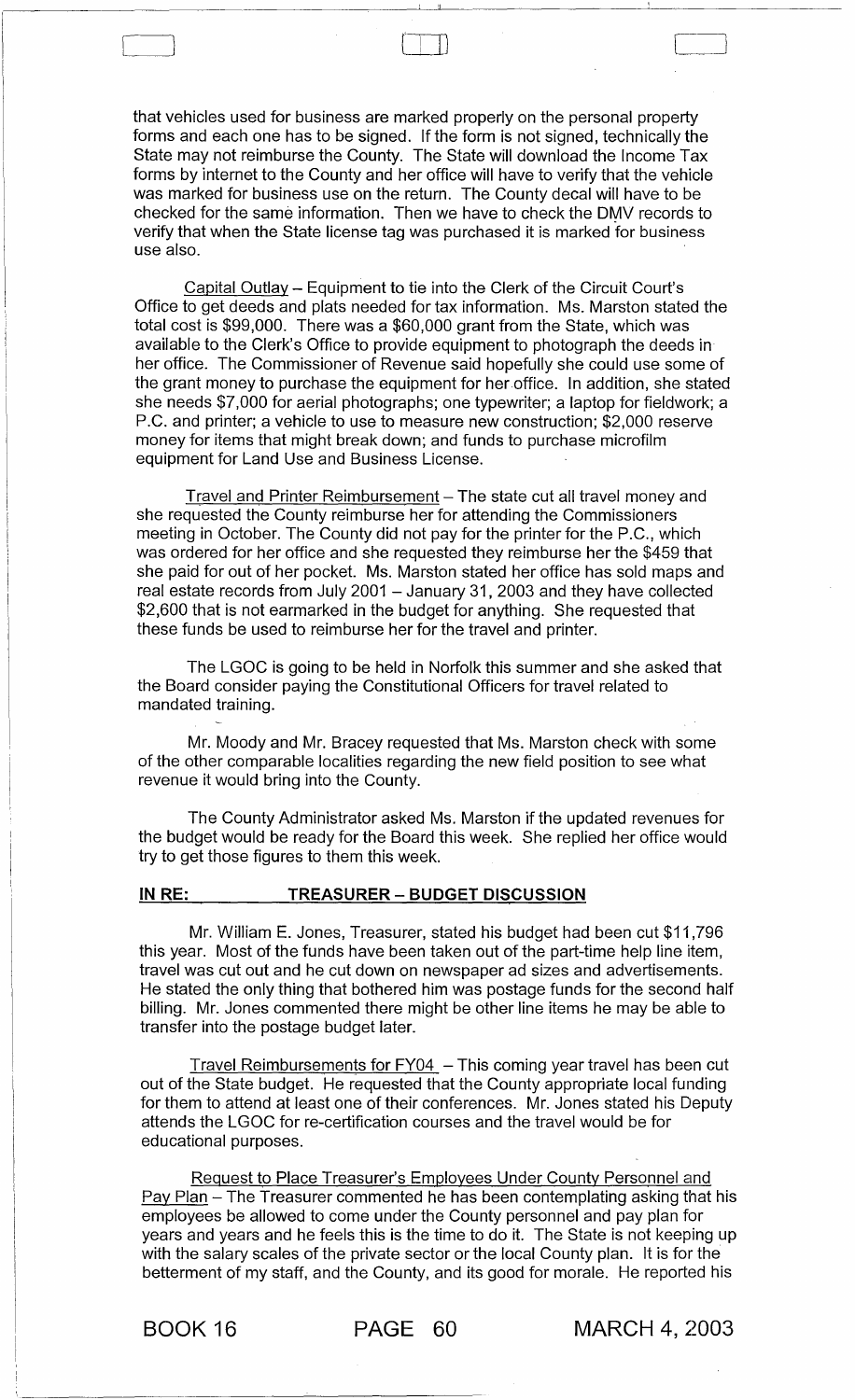that vehicles used for business are marked properly on the personal property forms and each one has to be signed. If the form is not signed, technically the State may not reimburse the County. The State will download the Income Tax forms by internet to the County and her office will have to verify that the vehicle was marked for business use on the return. The County decal will have to be checked for the same information. Then we have to check the DMV records to verify that when the State license tag was purchased it is marked for business use also.

Capital Outlay – Equipment to tie into the Clerk of the Circuit Court's Office to get deeds and plats needed for tax information. Ms. Marston stated the total cost is $99,000. There was a $60,000 grant from the State, which was available to the Clerk's Office to provide equipment to photograph the deeds in her office. The Commissioner of Revenue said hopefully she could use some of the grant money to purchase the equipment for her office. In addition, she stated she needs $7,000 for aerial photographs; one typewriter; a laptop for fieldwork; a P.C. and printer; a vehicle to use to measure new construction; $2,000 reserve money for items that might break down; and funds to purchase microfilm equipment for Land Use and Business License.

Travel and Printer Reimbursement – The state cut all travel money and she requested the County reimburse her for attending the Commissioners meeting in October. The County did not pay for the printer for the P.C., which was ordered for her office and she requested they reimburse her the $459 that she paid for out of her pocket. Ms. Marston stated her office has sold maps and real estate records from July 2001 – January 31, 2003 and they have collected $2,600 that is not earmarked in the budget for anything. She requested that these funds be used to reimburse her for the travel and printer.

The LGOC is going to be held in Norfolk this summer and she asked that the Board consider paying the Constitutional Officers for travel related to mandated training.

Mr. Moody and Mr. Bracey requested that Ms. Marston check with some of the other comparable localities regarding the new field position to see what revenue it would bring into the County.

The County Administrator asked Ms. Marston if the updated revenues for the budget would be ready for the Board this week. She replied her office would try to get those figures to them this week.

**IN RE: TREASURER – BUDGET DISCUSSION**

Mr. William E. Jones, Treasurer, stated his budget had been cut $11,796 this year. Most of the funds have been taken out of the part-time help line item, travel was cut out and he cut down on newspaper ad sizes and advertisements. He stated the only thing that bothered him was postage funds for the second half billing. Mr. Jones commented there might be other line items he may be able to transfer into the postage budget later.

Travel Reimbursements for FY04 – This coming year travel has been cut out of the State budget. He requested that the County appropriate local funding for them to attend at least one of their conferences. Mr. Jones stated his Deputy attends the LGOC for re-certification courses and the travel would be for educational purposes.

Request to Place Treasurer's Employees Under County Personnel and Pay Plan – The Treasurer commented he has been contemplating asking that his employees be allowed to come under the County personnel and pay plan for years and years and he feels this is the time to do it. The State is not keeping up with the salary scales of the private sector or the local County plan. It is for the betterment of my staff, and the County, and its good for morale. He reported his

BOOK 16 PAGE 60 MARCH 4, 2003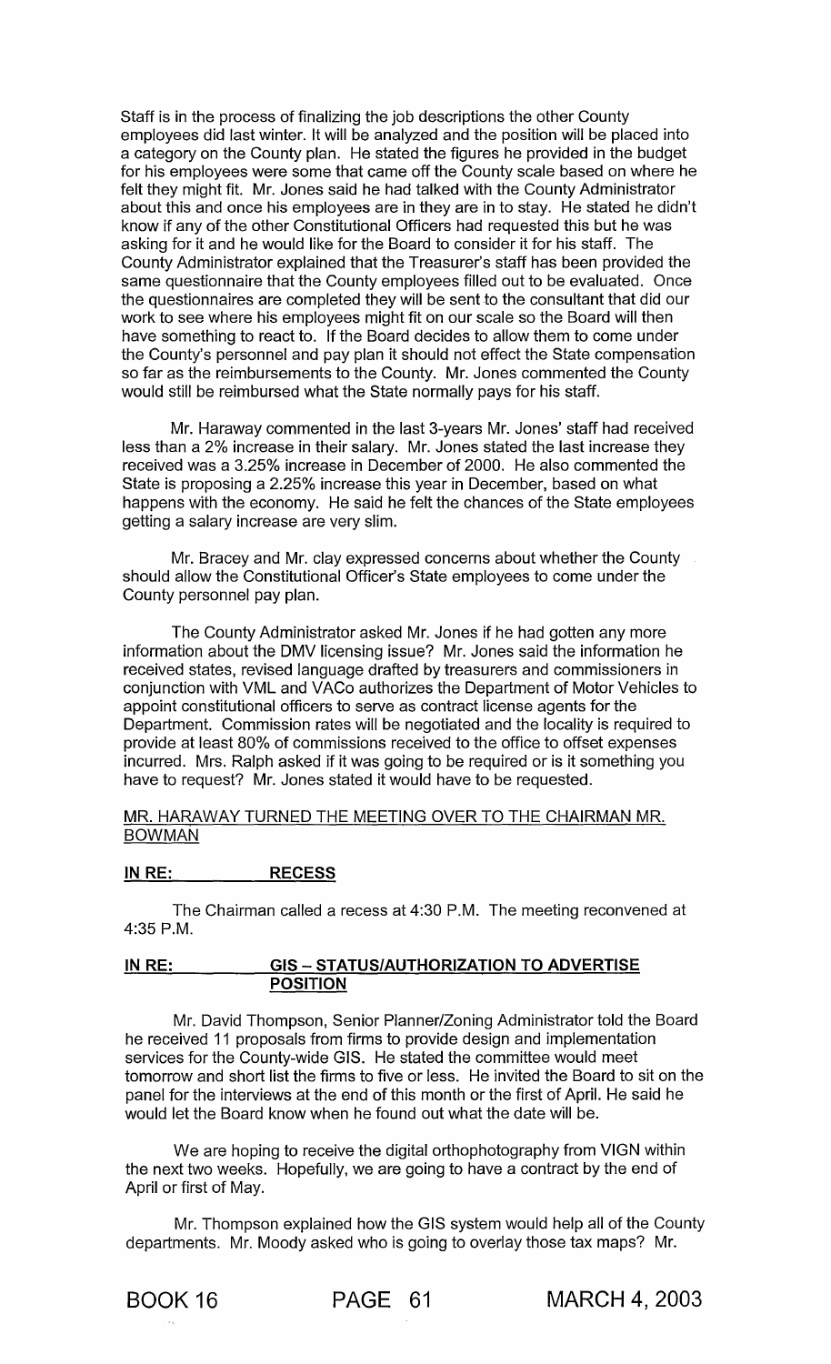Staff is in the process of finalizing the job descriptions the other County employees did last winter. It will be analyzed and the position will be placed into a category on the County plan. He stated the figures he provided in the budget for his employees were some that came off the County scale based on where he felt they might fit. Mr. Jones said he had talked with the County Administrator about this and once his employees are in they are in to stay. He stated he didn't know if any of the other Constitutional Officers had requested this but he was asking for it and he would like for the Board to consider it for his staff. The County Administrator explained that the Treasurer's staff has been provided the same questionnaire that the County employees filled out to be evaluated. Once the questionnaires are completed they will be sent to the consultant that did our work to see where his employees might fit on our scale so the Board will then have something to react to. If the Board decides to allow them to come under the County's personnel and pay plan it should not effect the State compensation so far as the reimbursements to the County. Mr. Jones commented the County would still be reimbursed what the State normally pays for his staff.

Mr. Haraway commented in the last 3-years Mr. Jones' staff had received less than a 2% increase in their salary. Mr. Jones stated the last increase they received was a 3.25% increase in December of 2000. He also commented the State is proposing a 2.25% increase this year in December, based on what happens with the economy. He said he felt the chances of the State employees getting a salary increase are very slim.

Mr. Bracey and Mr. clay expressed concerns about whether the County should allow the Constitutional Officer's State employees to come under the County personnel pay plan.

The County Administrator asked Mr. Jones if he had gotten any more information about the DMV licensing issue? Mr. Jones said the information he received states, revised language drafted by treasurers and commissioners in conjunction with VML and VACo authorizes the Department of Motor Vehicles to appoint constitutional officers to serve as contract license agents for the Department. Commission rates will be negotiated and the locality is required to provide at least 80% of commissions received to the office to offset expenses incurred. Mrs. Ralph asked if it was going to be required or is it something you have to request? Mr. Jones stated it would have to be requested.

MR. HARAWAY TURNED THE MEETING OVER TO THE CHAIRMAN MR. BOWMAN

**IN RE: RECESS**

The Chairman called a recess at 4:30 P.M. The meeting reconvened at 4:35 P.M.

**IN RE: GIS – STATUS/AUTHORIZATION TO ADVERTISE POSITION**

Mr. David Thompson, Senior Planner/Zoning Administrator told the Board he received 11 proposals from firms to provide design and implementation services for the County-wide GIS. He stated the committee would meet tomorrow and short list the firms to five or less. He invited the Board to sit on the panel for the interviews at the end of this month or the first of April. He said he would let the Board know when he found out what the date will be.

We are hoping to receive the digital orthophotography from VIGN within the next two weeks. Hopefully, we are going to have a contract by the end of April or first of May.

Mr. Thompson explained how the GIS system would help all of the County departments. Mr. Moody asked who is going to overlay those tax maps? Mr.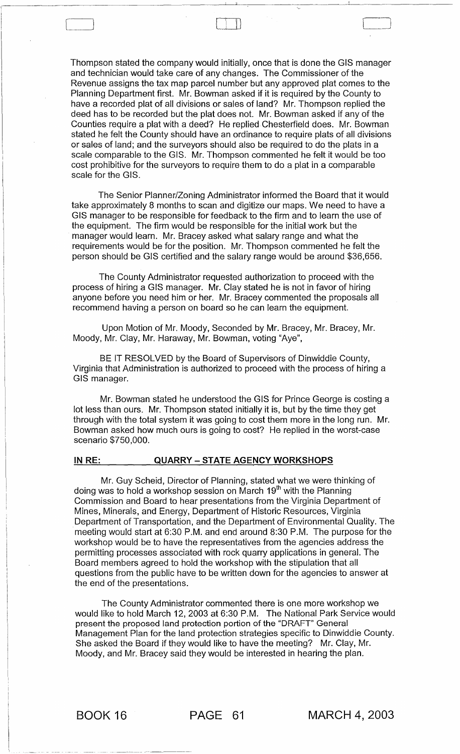Thompson stated the company would initially, once that is done the GIS manager and technician would take care of any changes. The Commissioner of the Revenue assigns the tax map parcel number but any approved plat comes to the Planning Department first. Mr. Bowman asked if it is required by the County to have a recorded plat of all divisions or sales of land? Mr. Thompson replied the deed has to be recorded but the plat does not. Mr. Bowman asked if any of the Counties require a plat with a deed? He replied Chesterfield does. Mr. Bowman stated he felt the County should have an ordinance to require plats of all divisions or sales of land; and the surveyors should also be required to do the plats in a scale comparable to the GIS. Mr. Thompson commented he felt it would be too cost prohibitive for the surveyors to require them to do a plat in a comparable scale for the GIS.

The Senior Planner/Zoning Administrator informed the Board that it would take approximately 8 months to scan and digitize our maps. We need to have a GIS manager to be responsible for feedback to the firm and to learn the use of the equipment. The firm would be responsible for the initial work but the manager would learn. Mr. Bracey asked what salary range and what the requirements would be for the position. Mr. Thompson commented he felt the person should be GIS certified and the salary range would be around $36,656.

The County Administrator requested authorization to proceed with the process of hiring a GIS manager. Mr. Clay stated he is not in favor of hiring anyone before you need him or her. Mr. Bracey commented the proposals all recommend having a person on board so he can learn the equipment.

Upon Motion of Mr. Moody, Seconded by Mr. Bracey, Mr. Bracey, Mr. Moody, Mr. Clay, Mr. Haraway, Mr. Bowman, voting "Aye",

BE IT RESOLVED by the Board of Supervisors of Dinwiddie County, Virginia that Administration is authorized to proceed with the process of hiring a GIS manager.

Mr. Bowman stated he understood the GIS for Prince George is costing a lot less than ours. Mr. Thompson stated initially it is, but by the time they get through with the total system it was going to cost them more in the long run. Mr. Bowman asked how much ours is going to cost? He replied in the worst-case scenario $750,000.

**IN RE: QUARRY – STATE AGENCY WORKSHOPS**

Mr. Guy Scheid, Director of Planning, stated what we were thinking of doing was to hold a workshop session on March 19th with the Planning Commission and Board to hear presentations from the Virginia Department of Mines, Minerals, and Energy, Department of Historic Resources, Virginia Department of Transportation, and the Department of Environmental Quality. The meeting would start at 6:30 P.M. and end around 8:30 P.M. The purpose for the workshop would be to have the representatives from the agencies address the permitting processes associated with rock quarry applications in general. The Board members agreed to hold the workshop with the stipulation that all questions from the public have to be written down for the agencies to answer at the end of the presentations.

The County Administrator commented there is one more workshop we would like to hold March 12, 2003 at 6:30 P.M. The National Park Service would present the proposed land protection portion of the "DRAFT" General Management Plan for the land protection strategies specific to Dinwiddie County. She asked the Board if they would like to have the meeting? Mr. Clay, Mr. Moody, and Mr. Bracey said they would be interested in hearing the plan.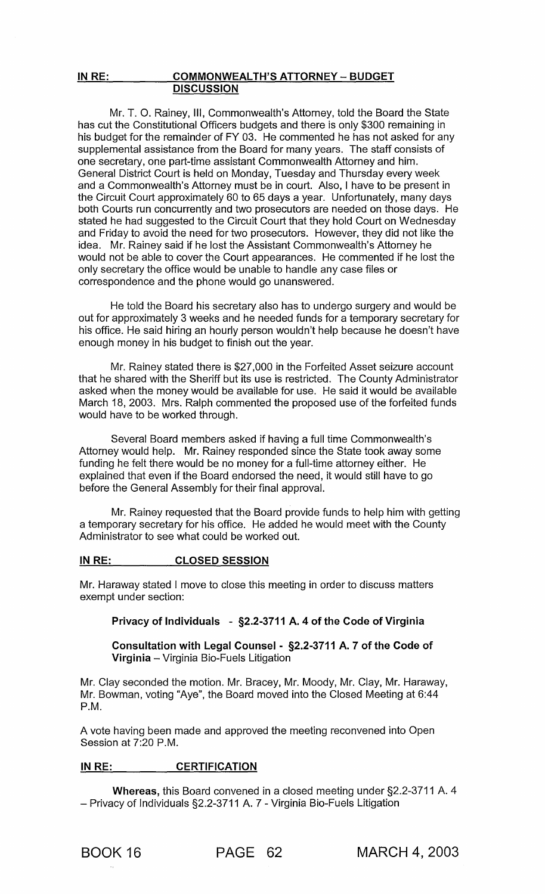**IN RE: COMMONWEALTH'S ATTORNEY – BUDGET DISCUSSION**

Mr. T. O. Rainey, III, Commonwealth's Attorney, told the Board the State has cut the Constitutional Officers budgets and there is only $300 remaining in his budget for the remainder of FY 03. He commented he has not asked for any supplemental assistance from the Board for many years. The staff consists of one secretary, one part-time assistant Commonwealth Attorney and him. General District Court is held on Monday, Tuesday and Thursday every week and a Commonwealth's Attorney must be in court. Also, I have to be present in the Circuit Court approximately 60 to 65 days a year. Unfortunately, many days both Courts run concurrently and two prosecutors are needed on those days. He stated he had suggested to the Circuit Court that they hold Court on Wednesday and Friday to avoid the need for two prosecutors. However, they did not like the idea. Mr. Rainey said if he lost the Assistant Commonwealth's Attorney he would not be able to cover the Court appearances. He commented if he lost the only secretary the office would be unable to handle any case files or correspondence and the phone would go unanswered.

He told the Board his secretary also has to undergo surgery and would be out for approximately 3 weeks and he needed funds for a temporary secretary for his office. He said hiring an hourly person wouldn't help because he doesn't have enough money in his budget to finish out the year.

Mr. Rainey stated there is $27,000 in the Forfeited Asset seizure account that he shared with the Sheriff but its use is restricted. The County Administrator asked when the money would be available for use. He said it would be available March 18, 2003. Mrs. Ralph commented the proposed use of the forfeited funds would have to be worked through.

Several Board members asked if having a full time Commonwealth's Attorney would help. Mr. Rainey responded since the State took away some funding he felt there would be no money for a full-time attorney either. He explained that even if the Board endorsed the need, it would still have to go before the General Assembly for their final approval.

Mr. Rainey requested that the Board provide funds to help him with getting a temporary secretary for his office. He added he would meet with the County Administrator to see what could be worked out.

**IN RE: CLOSED SESSION**

Mr. Haraway stated I move to close this meeting in order to discuss matters exempt under section:

**Privacy of Individuals - §2.2-3711 A. 4 of the Code of Virginia**

**Consultation with Legal Counsel - §2.2-3711 A. 7 of the Code of Virginia** – Virginia Bio-Fuels Litigation

Mr. Clay seconded the motion. Mr. Bracey, Mr. Moody, Mr. Clay, Mr. Haraway, Mr. Bowman, voting "Aye", the Board moved into the Closed Meeting at 6:44 P.M.

A vote having been made and approved the meeting reconvened into Open Session at 7:20 P.M.

**IN RE: CERTIFICATION**

**Whereas,** this Board convened in a closed meeting under §2.2-3711 A. 4 – Privacy of Individuals §2.2-3711 A. 7 - Virginia Bio-Fuels Litigation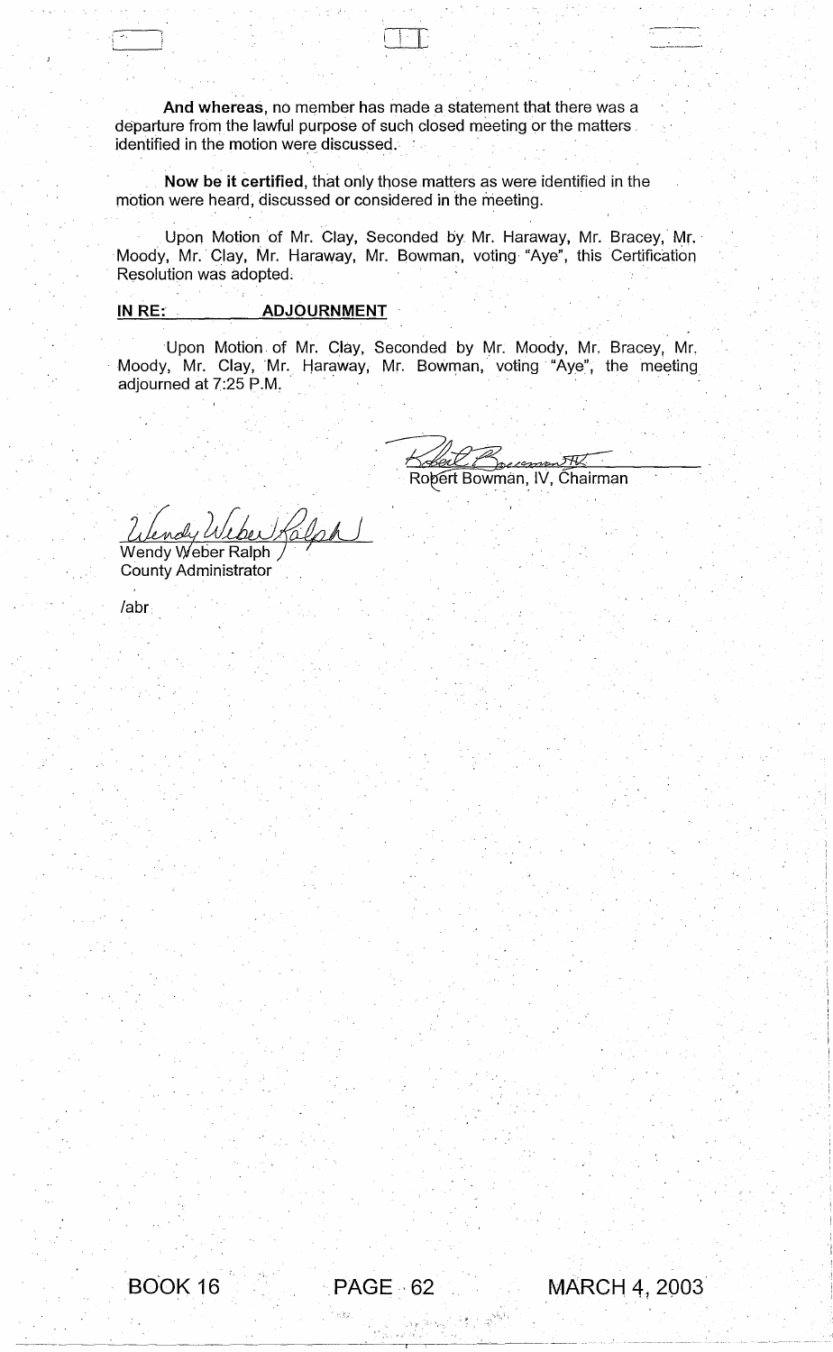**And whereas**, no member has made a statement that there was a departure from the lawful purpose of such closed meeting or the matters identified in the motion were discussed.

**Now be it certified**, that only those matters as were identified in the motion were heard, discussed or considered in the meeting.

Upon Motion of Mr. Clay, Seconded by Mr. Haraway, Mr. Bracey, Mr. Moody, Mr. Clay, Mr. Haraway, Mr. Bowman, voting "Aye", this Certification Resolution was adopted.

**IN RE: ADJOURNMENT**

Upon Motion of Mr. Clay, Seconded by Mr. Moody, Mr. Bracey, Mr. Moody, Mr. Clay, Mr. Haraway, Mr. Bowman, voting "Aye", the meeting adjourned at 7:25 P.M.

Robert Bowman, IV, Chairman

Wendy Weber Ralph
County Administrator

/abr